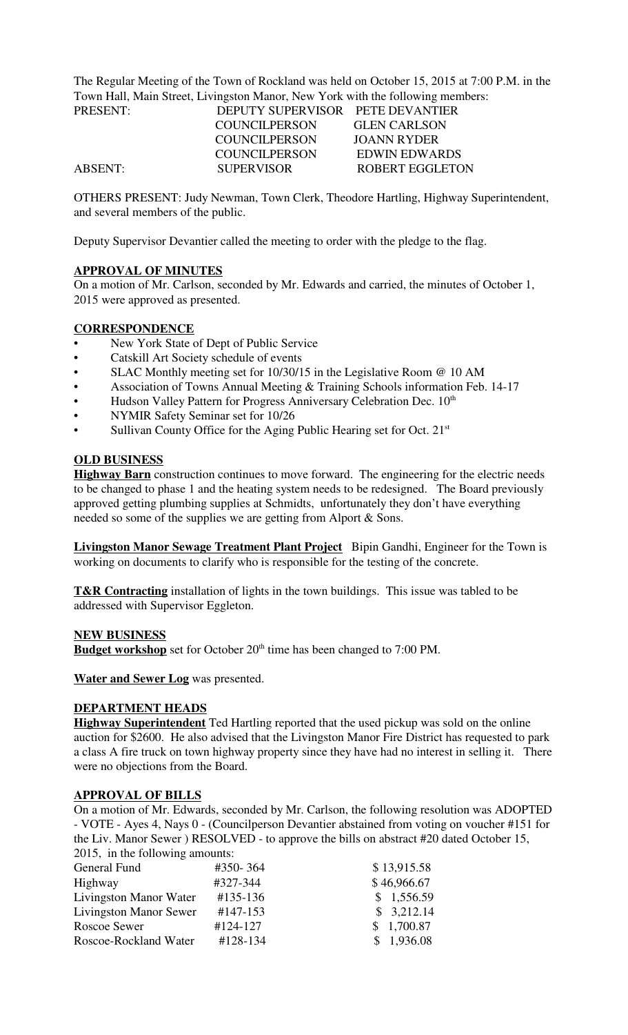The Regular Meeting of the Town of Rockland was held on October 15, 2015 at 7:00 P.M. in the Town Hall, Main Street, Livingston Manor, New York with the following members:

| | | |
|---|---|---|
| PRESENT: | DEPUTY SUPERVISOR | PETE DEVANTIER |
| | COUNCILPERSON | GLEN CARLSON |
| | COUNCILPERSON | JOANN RYDER |
| | COUNCILPERSON | EDWIN EDWARDS |
| ABSENT: | SUPERVISOR | ROBERT EGGLETON |

OTHERS PRESENT: Judy Newman, Town Clerk, Theodore Hartling, Highway Superintendent, and several members of the public.

Deputy Supervisor Devantier called the meeting to order with the pledge to the flag.

**APPROVAL OF MINUTES**

On a motion of Mr. Carlson, seconded by Mr. Edwards and carried, the minutes of October 1, 2015 were approved as presented.

**CORRESPONDENCE**

- New York State of Dept of Public Service
- Catskill Art Society schedule of events
- SLAC Monthly meeting set for 10/30/15 in the Legislative Room @ 10 AM
- Association of Towns Annual Meeting & Training Schools information Feb. 14-17
- Hudson Valley Pattern for Progress Anniversary Celebration Dec. 10th
- NYMIR Safety Seminar set for 10/26
- Sullivan County Office for the Aging Public Hearing set for Oct. 21st

**OLD BUSINESS**

**Highway Barn** construction continues to move forward. The engineering for the electric needs to be changed to phase 1 and the heating system needs to be redesigned. The Board previously approved getting plumbing supplies at Schmidts, unfortunately they don't have everything needed so some of the supplies we are getting from Alport & Sons.

**Livingston Manor Sewage Treatment Plant Project** Bipin Gandhi, Engineer for the Town is working on documents to clarify who is responsible for the testing of the concrete.

**T&R Contracting** installation of lights in the town buildings. This issue was tabled to be addressed with Supervisor Eggleton.

**NEW BUSINESS**

**Budget workshop** set for October 20th time has been changed to 7:00 PM.

**Water and Sewer Log** was presented.

**DEPARTMENT HEADS**

**Highway Superintendent** Ted Hartling reported that the used pickup was sold on the online auction for $2600. He also advised that the Livingston Manor Fire District has requested to park a class A fire truck on town highway property since they have had no interest in selling it. There were no objections from the Board.

**APPROVAL OF BILLS**

On a motion of Mr. Edwards, seconded by Mr. Carlson, the following resolution was ADOPTED - VOTE - Ayes 4, Nays 0 - (Councilperson Devantier abstained from voting on voucher #151 for the Liv. Manor Sewer ) RESOLVED - to approve the bills on abstract #20 dated October 15, 2015, in the following amounts:

| | | |
|---|---|---|
| General Fund | #350- 364 | $ 13,915.58 |
| Highway | #327-344 | $ 46,966.67 |
| Livingston Manor Water | #135-136 | $ 1,556.59 |
| Livingston Manor Sewer | #147-153 | $ 3,212.14 |
| Roscoe Sewer | #124-127 | $ 1,700.87 |
| Roscoe-Rockland Water | #128-134 | $ 1,936.08 |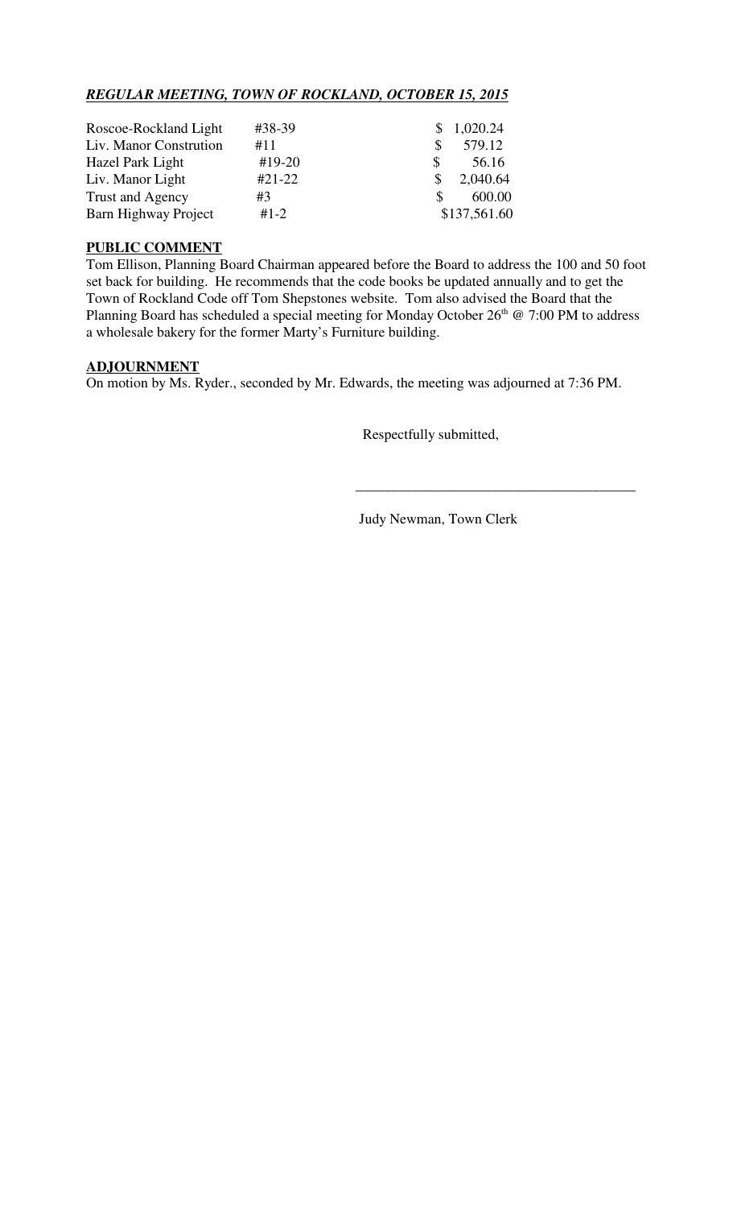***REGULAR MEETING, TOWN OF ROCKLAND, OCTOBER 15, 2015***

| | | |
|---|---|---|
| Roscoe-Rockland Light | #38-39 | $ 1,020.24 |
| Liv. Manor Constrution | #11 | $ 579.12 |
| Hazel Park Light | #19-20 | $ 56.16 |
| Liv. Manor Light | #21-22 | $ 2,040.64 |
| Trust and Agency | #3 | $ 600.00 |
| Barn Highway Project | #1-2 | $137,561.60 |

**PUBLIC COMMENT**

Tom Ellison, Planning Board Chairman appeared before the Board to address the 100 and 50 foot set back for building. He recommends that the code books be updated annually and to get the Town of Rockland Code off Tom Shepstones website. Tom also advised the Board that the Planning Board has scheduled a special meeting for Monday October 26th @ 7:00 PM to address a wholesale bakery for the former Marty's Furniture building.

**ADJOURNMENT**

On motion by Ms. Ryder., seconded by Mr. Edwards, the meeting was adjourned at 7:36 PM.

Respectfully submitted,

\_\_\_\_\_\_\_\_\_\_\_\_\_\_\_\_\_\_\_\_\_\_\_\_\_\_\_\_\_\_\_\_\_\_\_\_\_\_\_\_

Judy Newman, Town Clerk